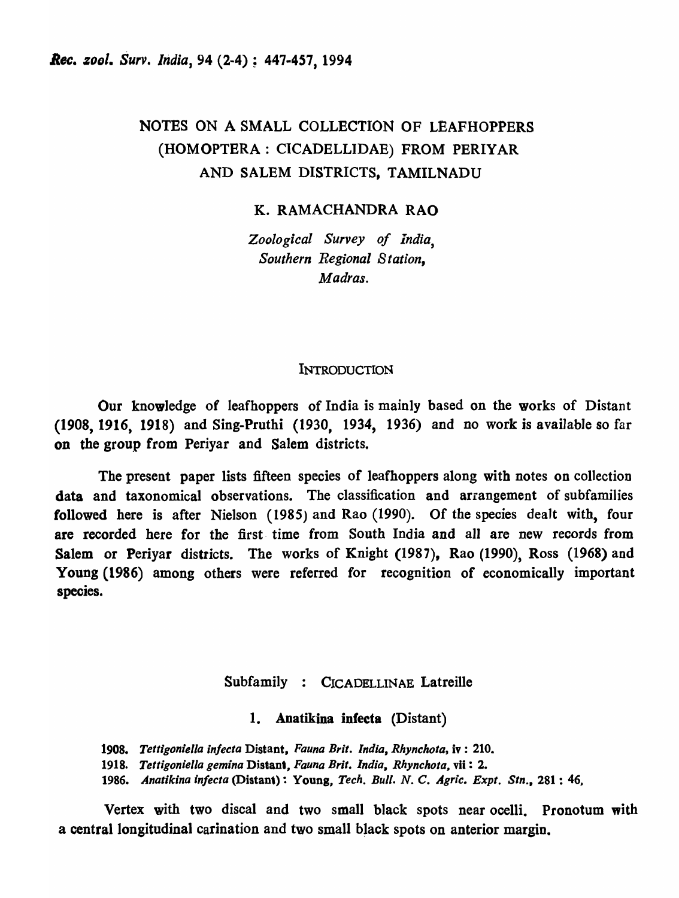# NOTES ON A SMALL COLLECTION OF LEAFHOPPERS (HOMOPTERA : CICADELLIDAE) FROM PERIYAR AND SALEM DISTRICTS, TAMILNADU

## K. RAMACHANDRA RAO

*Zoological Survey of India, Southern Regional Station, Madras.*

## INTRODUCTION

Our knowledge of leafhoppers of India is mainly based on the works of Distant (1908, 1916, 1918) and Sing-Pruthi (1930, 1934, 1936) and no work is available so far on the group from Periyar and Salem districts.

The present paper lists fifteen species of leafhoppers along with notes on collection data and taxonomical observations. The classification and arrangement of subfamilies followed here is after Nielson (1985) and Rao (1990). Of the species dealt with, four are recorded here for the first time from South India and all are new records from Salem or Periyar districts. The works of Knight (1987), Rao (1990), Ross (1968) and Young (1986) among others were referred for recognition of economically important species.

### Subfamily : CICADELLINAE Latreille

#### 1. **Anatikina infecta** (Distant)

1908. *Tettigoniella infecta* Distant, *Fauna Brit. India, Rhynchota*, iv : 210.
1918. *Tettigoniella gemina* Distant, *Fauna Brit. India, Rhynchota*, vii : 2.
1986. *Anatikina infecta* (Distant) : Young, *Tech. Bull. N. C. Agric. Expt. Stn.*, 281 : 46,

Vertex with two discal and two small black spots near ocelli. Pronotum with a central longitudinal carination and two small black spots on anterior margin.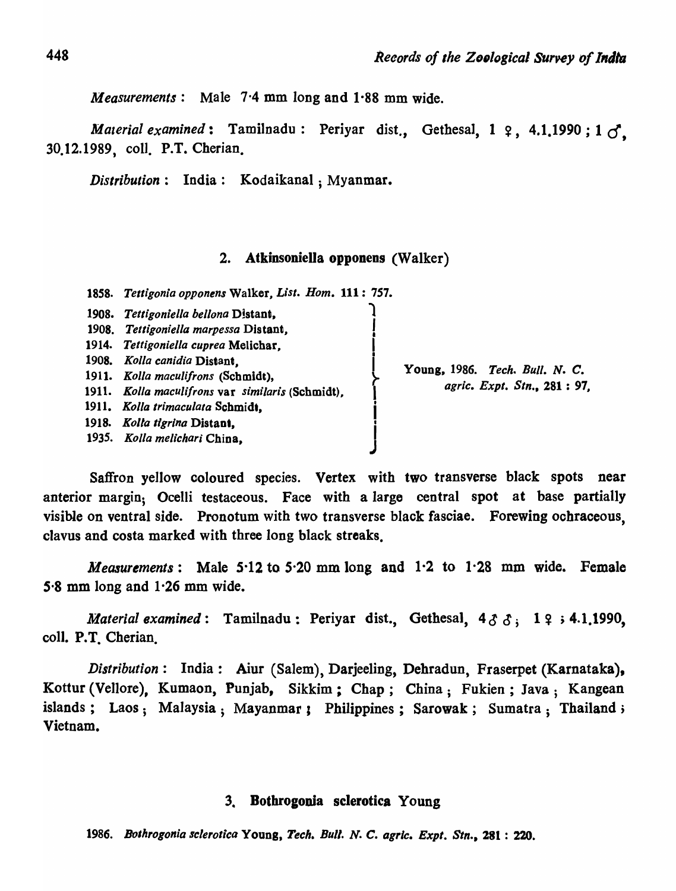*Measurements* : Male 7·4 mm long and 1·88 mm wide.

*Material examined* : Tamilnadu : Periyar dist., Gethesal, 1 ♀, 4.1.1990 ; 1 ♂, 30.12.1989, coll. P.T. Cherian.

*Distribution* : India : Kodaikanal ; Myanmar.

## 2. Atkinsoniella opponens (Walker)

1858. *Tettigonia opponens* Walker, *List. Hom.* 111 : 757.

1908. *Tettigoniella bellona* Distant,
1908. *Tettigoniella marpessa* Distant,
1914. *Tettigoniella cuprea* Melichar,
1908. *Kolla canidia* Distant,
1911. *Kolla maculifrons* (Schmidt),
1911. *Kolla maculifrons* var *similaris* (Schmidt),
1911. *Kolla trimaculata* Schmidt,
1918. *Kolla tigrina* Distant,
1935. *Kolla melichari* China,

} Young, 1986. *Tech. Bull. N. C. agric. Expt. Stn.*, 281 : 97.

Saffron yellow coloured species. Vertex with two transverse black spots near anterior margin; Ocelli testaceous. Face with a large central spot at base partially visible on ventral side. Pronotum with two transverse black fasciae. Forewing ochraceous, clavus and costa marked with three long black streaks.

*Measurements* : Male 5·12 to 5·20 mm long and 1·2 to 1·28 mm wide. Female 5·8 mm long and 1·26 mm wide.

*Material examined* : Tamilnadu : Periyar dist., Gethesal, 4 ♂♂ ; 1 ♀ ; 4.1.1990, coll. P.T. Cherian.

*Distribution* : India : Aiur (Salem), Darjeeling, Dehradun, Fraserpet (Karnataka), Kottur (Vellore), Kumaon, Punjab, Sikkim ; Chap ; China ; Fukien ; Java ; Kangean islands ; Laos ; Malaysia ; Mayanmar ; Philippines ; Sarowak ; Sumatra ; Thailand ; Vietnam.

## 3. Bothrogonia sclerotica Young

1986. *Bothrogonia sclerotica* Young, *Tech. Bull. N. C. agric. Expt. Stn.*, 281 : 220.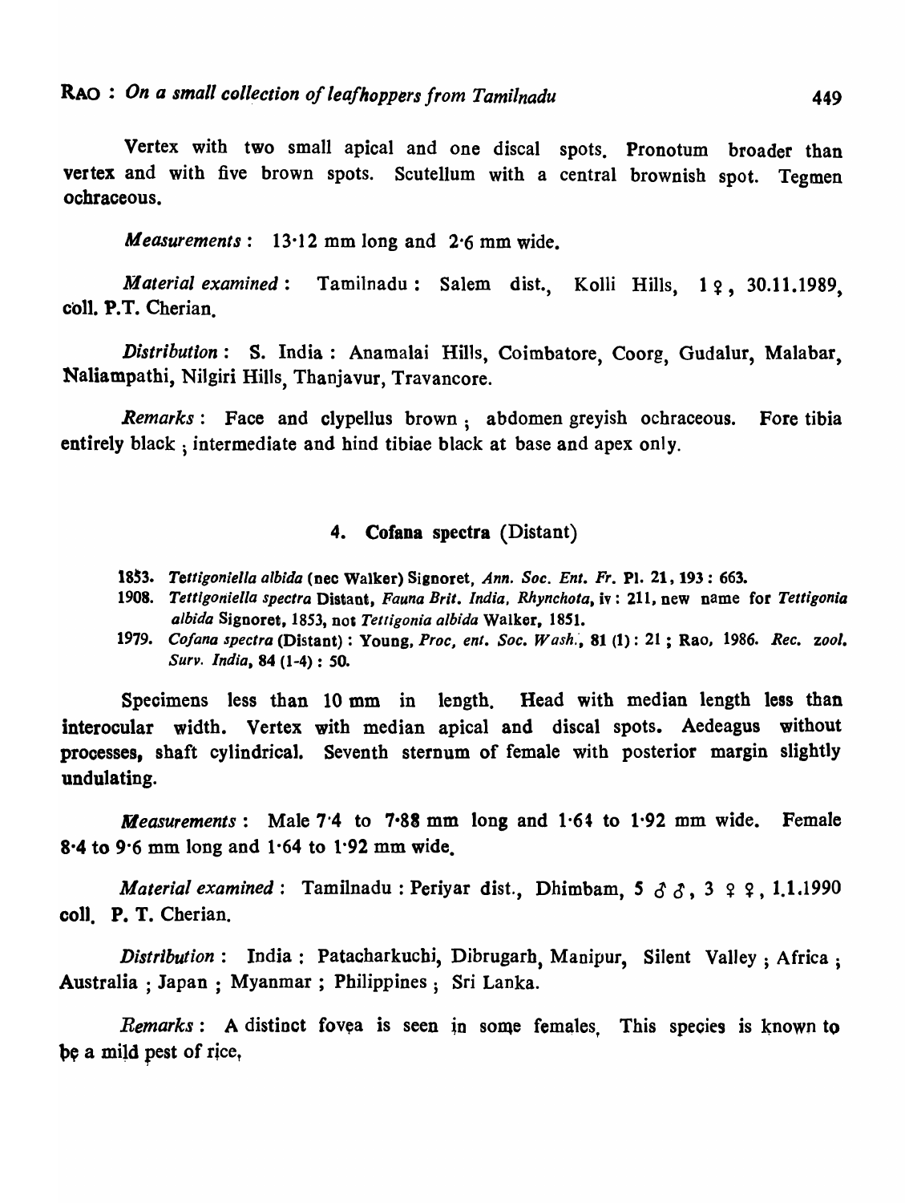Vertex with two small apical and one discal spots. Pronotum broader than vertex and with five brown spots. Scutellum with a central brownish spot. Tegmen ochraceous.

*Measurements* : 13·12 mm long and 2·6 mm wide.

*Material examined* : Tamilnadu : Salem dist., Kolli Hills, 1 ♀, 30.11.1989, coll. P.T. Cherian.

*Distribution* : S. India : Anamalai Hills, Coimbatore, Coorg, Gudalur, Malabar, Naliampathi, Nilgiri Hills, Thanjavur, Travancore.

*Remarks* : Face and clypellus brown ; abdomen greyish ochraceous. Fore tibia entirely black ; intermediate and hind tibiae black at base and apex only.

### 4. **Cofana spectra** (Distant)

1853. *Tettigoniella albida* (nec Walker) Signoret, *Ann. Soc. Ent. Fr.* Pl. 21, 193 : 663.

1908. *Tettigoniella spectra* Distant, *Fauna Brit. India, Rhynchota*, iv : 211, new name for *Tettigonia albida* Signoret, 1853, not *Tettigonia albida* Walker, 1851.

1979. *Cofana spectra* (Distant) : Young, *Proc, ent. Soc. Wash.*, 81 (1) : 21 ; Rao, 1986. *Rec. zool. Surv. India*, 84 (1-4) : 50.

Specimens less than 10 mm in length. Head with median length less than interocular width. Vertex with median apical and discal spots. Aedeagus without processes, shaft cylindrical. Seventh sternum of female with posterior margin slightly undulating.

*Measurements* : Male 7·4 to 7·88 mm long and 1·64 to 1·92 mm wide. Female 8·4 to 9·6 mm long and 1·64 to 1·92 mm wide.

*Material examined* : Tamilnadu : Periyar dist., Dhimbam, 5 ♂♂, 3 ♀♀, 1.1.1990 coll. P. T. Cherian.

*Distribution* : India : Patacharkuchi, Dibrugarh, Manipur, Silent Valley ; Africa ; Australia ; Japan ; Myanmar ; Philippines ; Sri Lanka.

*Remarks* : A distinct fovea is seen in some females. This species is known to be a mild pest of rice.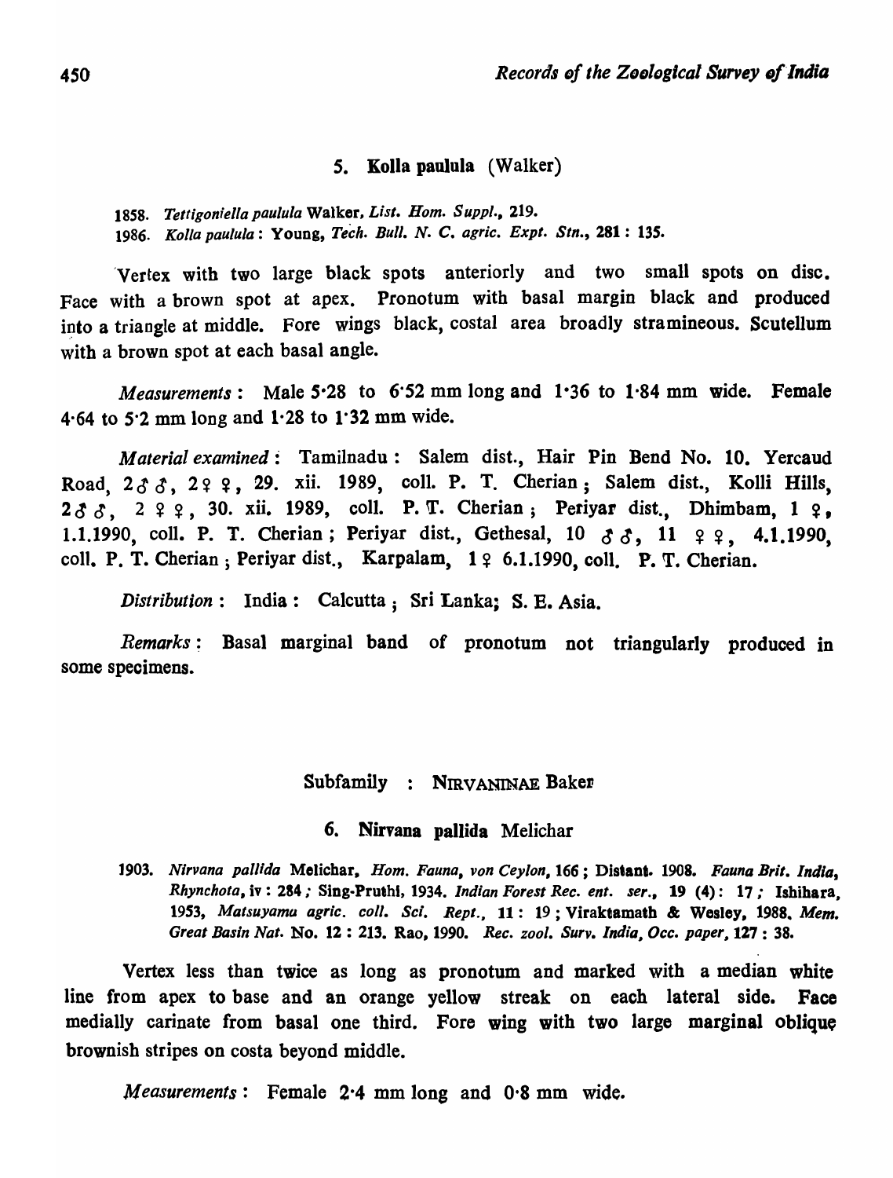### 5. Kolla paulula (Walker)

1858. *Tettigoniella paulula* Walker, *List. Hom. Suppl.*, 219.
1986. *Kolla paulula*: Young, *Tech. Bull. N. C. agric. Expt. Stn.*, **281**: 135.

Vertex with two large black spots anteriorly and two small spots on disc. Face with a brown spot at apex. Pronotum with basal margin black and produced into a triangle at middle. Fore wings black, costal area broadly stramineous. Scutellum with a brown spot at each basal angle.

*Measurements*: Male 5·28 to 6·52 mm long and 1·36 to 1·84 mm wide. Female 4·64 to 5·2 mm long and 1·28 to 1·32 mm wide.

*Material examined*: Tamilnadu: Salem dist., Hair Pin Bend No. 10. Yercaud Road, 2♂♂, 2♀♀, 29. xii. 1989, coll. P. T. Cherian; Salem dist., Kolli Hills, 2♂♂, 2♀♀, 30. xii. 1989, coll. P. T. Cherian; Periyar dist., Dhimbam, 1♀, 1.1.1990, coll. P. T. Cherian; Periyar dist., Gethesal, 10 ♂♂, 11 ♀♀, 4.1.1990, coll. P. T. Cherian; Periyar dist., Karpalam, 1♀ 6.1.1990, coll. P. T. Cherian.

*Distribution*: India: Calcutta; Sri Lanka; S. E. Asia.

*Remarks*: Basal marginal band of pronotum not triangularly produced in some specimens.

## Subfamily : NIRVANINAE Baker

### 6. Nirvana pallida Melichar

1903. *Nirvana pallida* Melichar, *Hom. Fauna, von Ceylon*, 166; Distant. 1908. *Fauna Brit. India, Rhynchota*, iv: 284; Sing-Pruthi, 1934. *Indian Forest Rec. ent. ser.*, **19** (4): 17; Ishihara, 1953, *Matsuyama agric. coll. Sci. Rept.*, **11**: 19; Viraktamath & Wesley, 1988. *Mem. Great Basin Nat.* No. **12**: 213. Rao, 1990. *Rec. zool. Surv. India, Occ. paper*, **127**: 38.

Vertex less than twice as long as pronotum and marked with a median white line from apex to base and an orange yellow streak on each lateral side. Face medially carinate from basal one third. Fore wing with two large marginal oblique brownish stripes on costa beyond middle.

*Measurements*: Female 2·4 mm long and 0·8 mm wide.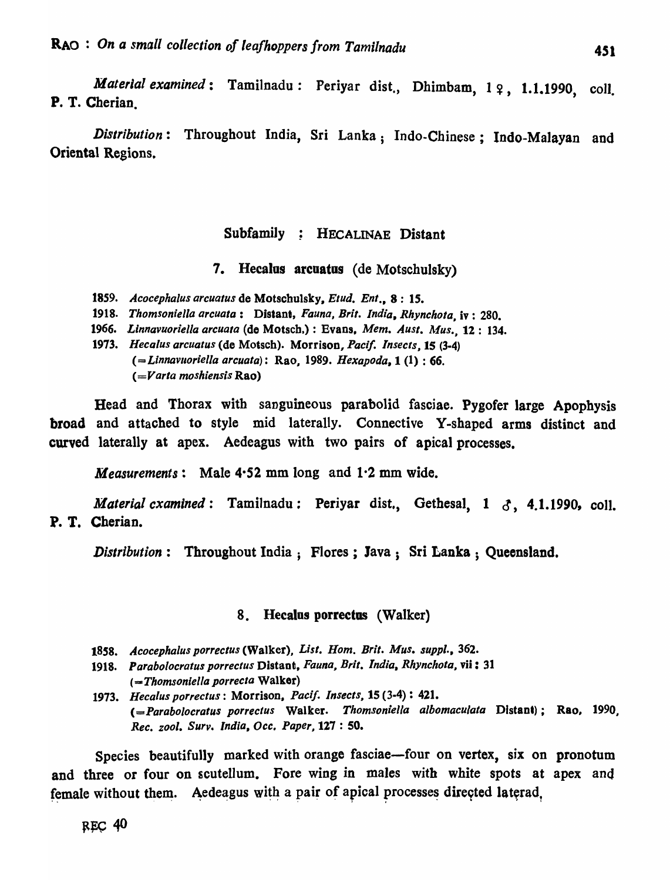*Material examined*: Tamilnadu: Periyar dist., Dhimbam, 1 ♀, 1.1.1990, coll. P. T. Cherian.

*Distribution*: Throughout India, Sri Lanka; Indo-Chinese; Indo-Malayan and Oriental Regions.

## Subfamily : HECALINAE Distant

### 7. **Hecalus arcuatus** (de Motschulsky)

1859. *Acocephalus arcuatus* de Motschulsky, *Etud. Ent.*, 8 : 15.
1918. *Thomsoniella arcuata* : Distant, *Fauna, Brit. India, Rhynchota*, iv : 280.
1966. *Linnavuoriella arcuata* (de Motsch.) : Evans, *Mem. Aust. Mus.*, 12 : 134.
1973. *Hecalus arcuatus* (de Motsch). Morrison, *Pacif. Insects*, 15 (3-4) (=*Linnavuoriella arcuata*): Rao, 1989. *Hexapoda*, 1 (1) : 66. (=*Varta moshiensis* Rao)

Head and Thorax with sanguineous parabolid fasciae. Pygofer large Apophysis broad and attached to style mid laterally. Connective Y-shaped arms distinct and curved laterally at apex. Aedeagus with two pairs of apical processes.

*Measurements*: Male 4·52 mm long and 1·2 mm wide.

*Material cxamined*: Tamilnadu: Periyar dist., Gethesal, 1 ♂, 4.1.1990, coll. P. T. Cherian.

*Distribution*: Throughout India; Flores; Java; Sri Lanka; Queensland.

### 8. **Hecalus porrectus** (Walker)

1858. *Acocephalus porrectus* (Walker), *List. Hom. Brit. Mus. suppl.*, 362.
1918. *Parabolocratus porrectus* Distant, *Fauna, Brit. India, Rhynchota*, vii : 31 (=*Thomsoniella porrecta* Walker)
1973. *Hecalus porrectus* : Morrison, *Pacif. Insects*, 15 (3-4) : 421. (=*Parabolocratus porrectus* Walker. *Thomsoniella albomaculata* Distant); Rao, 1990, *Rec. zool. Surv. India, Occ. Paper*, 127 : 50.

Species beautifully marked with orange fasciae—four on vertex, six on pronotum and three or four on scutellum. Fore wing in males with white spots at apex and female without them. Aedeagus with a pair of apical processes directed laterad,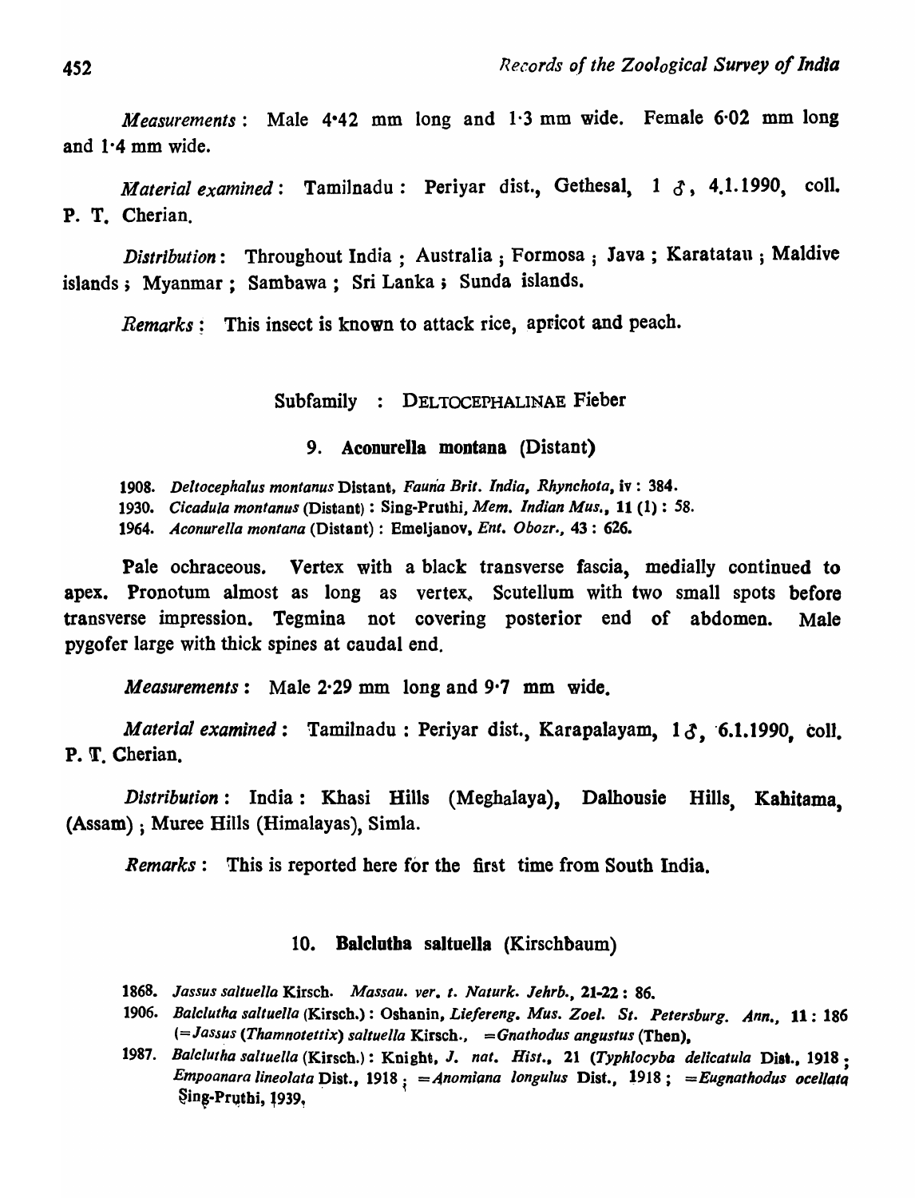*Measurements* : Male 4·42 mm long and 1·3 mm wide. Female 6·02 mm long and 1·4 mm wide.

*Material examined* : Tamilnadu : Periyar dist., Gethesal, 1 ♂, 4.1.1990, coll. P. T. Cherian.

*Distribution* : Throughout India ; Australia ; Formosa ; Java ; Karatatau ; Maldive islands ; Myanmar ; Sambawa ; Sri Lanka ; Sunda islands.

*Remarks* : This insect is known to attack rice, apricot and peach.

## Subfamily : DELTOCEPHALINAE Fieber

### 9. Aconurella montana (Distant)

1908. *Deltocephalus montanus* Distant, *Fauna Brit. India, Rhynchota*, iv : 384.
1930. *Cicadula montanus* (Distant) : Sing-Pruthi, *Mem. Indian Mus.*, 11 (1) : 58.
1964. *Aconurella montana* (Distant) : Emeljanov, *Ent. Obozr.*, 43 : 626.

Pale ochraceous. Vertex with a black transverse fascia, medially continued to apex. Pronotum almost as long as vertex. Scutellum with two small spots before transverse impression. Tegmina not covering posterior end of abdomen. Male pygofer large with thick spines at caudal end.

*Measurements* : Male 2·29 mm long and 9·7 mm wide.

*Material examined* : Tamilnadu : Periyar dist., Karapalayam, 1 ♂, 6.1.1990, coll. P. T. Cherian.

*Distribution* : India : Khasi Hills (Meghalaya), Dalhousie Hills, Kahitama, (Assam) ; Muree Hills (Himalayas), Simla.

*Remarks* : This is reported here for the first time from South India.

### 10. Balclutha saltuella (Kirschbaum)

1868. *Jassus saltuella* Kirsch. *Massau. ver. t. Naturk. Jehrb.*, 21-22 : 86.
1906. *Balclutha saltuella* (Kirsch.) : Oshanin, *Liefereng. Mus. Zoel. St. Petersburg. Ann.*, 11 : 186 (=*Jassus* (*Thamnotettix*) *saltuella* Kirsch., =*Gnathodus angustus* (Then),
1987. *Balclutha saltuella* (Kirsch.) : Knight, *J. nat. Hist.*, 21 (*Typhlocyba delicatula* Dist., 1918 ; *Empoanara lineolata* Dist., 1918 ; =*Anomiana longulus* Dist., 1918 ; =*Eugnathodus ocellata* Sing-Pruthi, 1939,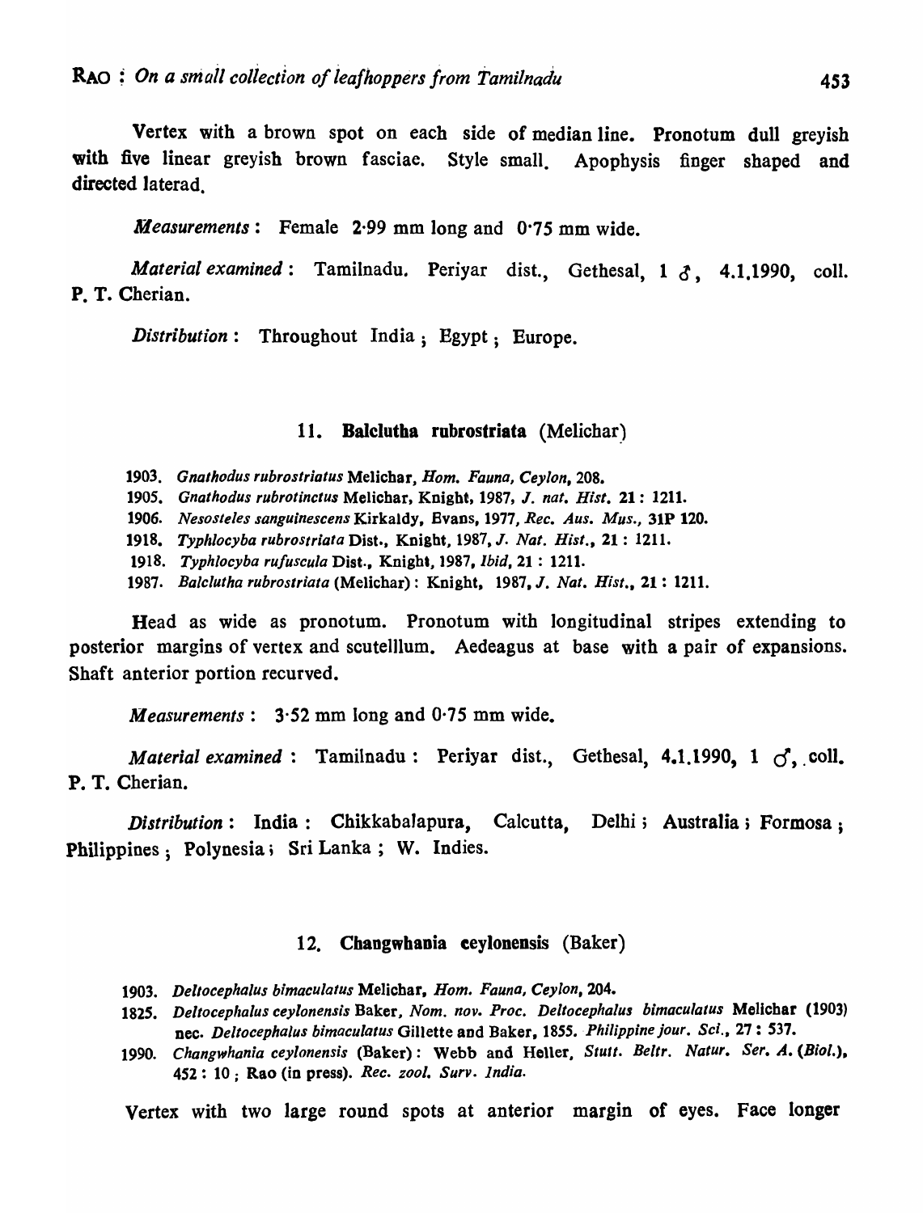Vertex with a brown spot on each side of median line. Pronotum dull greyish with five linear greyish brown fasciae. Style small. Apophysis finger shaped and directed laterad.

*Measurements*: Female 2·99 mm long and 0·75 mm wide.

*Material examined*: Tamilnadu. Periyar dist., Gethesal, 1 ♂, 4.1.1990, coll. P. T. Cherian.

*Distribution*: Throughout India; Egypt; Europe.

## 11. Balclutha rubrostriata (Melichar)

1903. *Gnathodus rubrostriatus* Melichar, *Hom. Fauna, Ceylon*, 208.
1905. *Gnathodus rubrotinctus* Melichar, Knight, 1987, *J. nat. Hist.* 21: 1211.
1906. *Nesosteles sanguinescens* Kirkaldy, Evans, 1977, *Rec. Aus. Mus.*, 31P 120.
1918. *Typhlocyba rubrostriata* Dist., Knight, 1987, *J. Nat. Hist.*, 21: 1211.
1918. *Typhlocyba rufuscula* Dist., Knight, 1987, *Ibid*, 21: 1211.
1987. *Balclutha rubrostriata* (Melichar): Knight, 1987, *J. Nat. Hist.*, 21: 1211.

Head as wide as pronotum. Pronotum with longitudinal stripes extending to posterior margins of vertex and scutelllum. Aedeagus at base with a pair of expansions. Shaft anterior portion recurved.

*Measurements*: 3·52 mm long and 0·75 mm wide.

*Material examined*: Tamilnadu: Periyar dist., Gethesal, 4.1.1990, 1 ♂, coll. P. T. Cherian.

*Distribution*: India: Chikkabalapura, Calcutta, Delhi; Australia; Formosa; Philippines; Polynesia; Sri Lanka; W. Indies.

## 12. Changwhania ceylonensis (Baker)

1903. *Deltocephalus bimaculatus* Melichar, *Hom. Fauna, Ceylon*, 204.
1825. *Deltocephalus ceylonensis* Baker, *Nom. nov. Proc. Deltocephalus bimaculatus* Melichar (1903) nec. *Deltocephalus bimaculatus* Gillette and Baker, 1855. *Philippine jour. Sci.*, 27: 537.
1990. *Changwhania ceylonensis* (Baker): Webb and Heller, *Stutt. Beltr. Natur. Ser. A. (Biol.)*, 452: 10; Rao (in press). *Rec. zool. Surv. India*.

Vertex with two large round spots at anterior margin of eyes. Face longer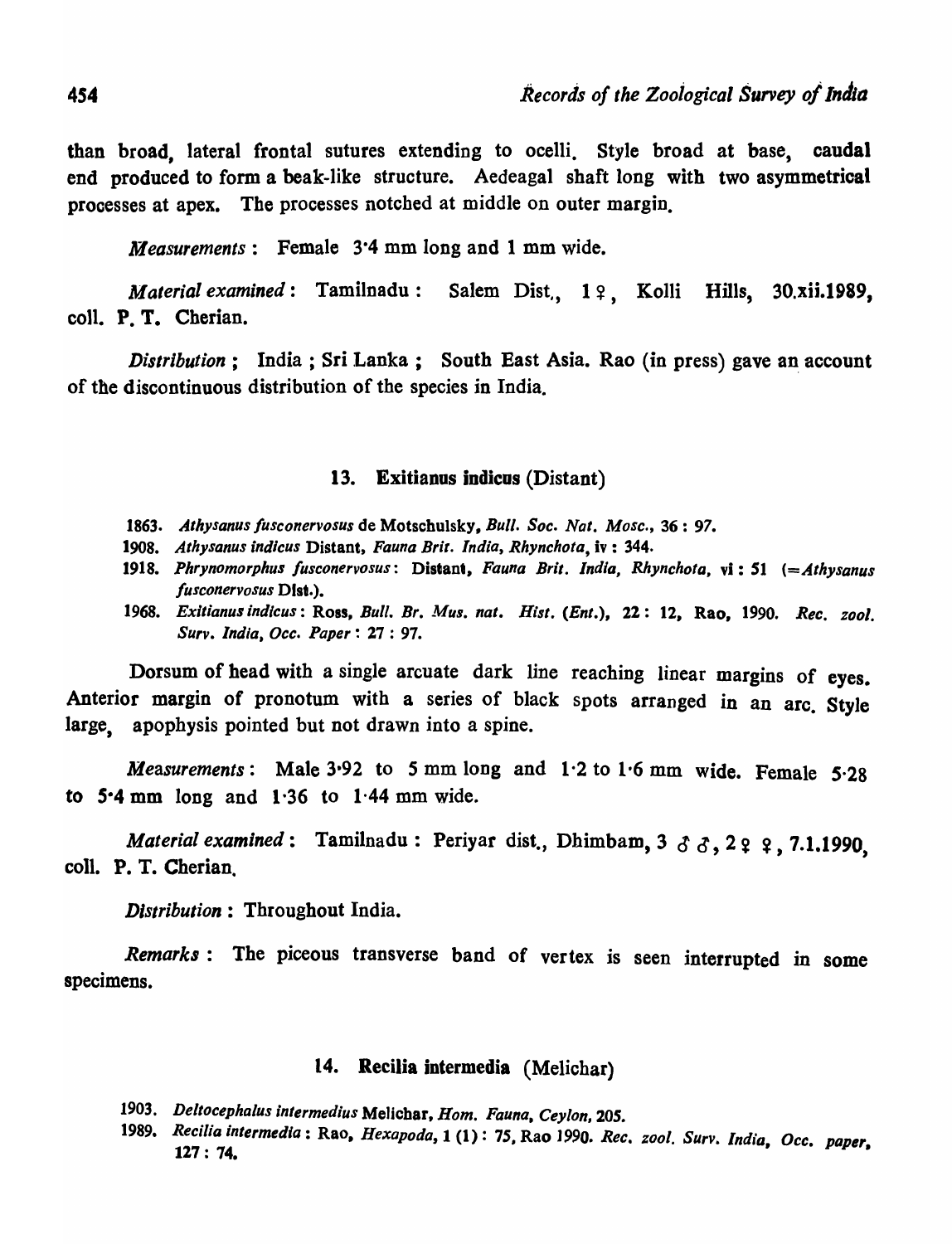than broad, lateral frontal sutures extending to ocelli. Style broad at base, **caudal** end produced to form a beak-like structure. Aedeagal shaft long with two asymmetrical processes at apex. The processes notched at middle on outer margin.

*Measurements*: Female 3·4 mm long and 1 mm wide.

*Material examined*: Tamilnadu: Salem Dist., 1 ♀, Kolli Hills, 30.xii.1989, coll. P. T. Cherian.

*Distribution*; India; Sri Lanka; South East Asia. Rao (in press) gave an account of the discontinuous distribution of the species in India.

## 13. **Exitianus indicus** (Distant)

1863. *Athysanus fusconervosus* de Motschulsky, *Bull. Soc. Nat. Mosc.*, 36: 97.
1908. *Athysanus indicus* Distant, *Fauna Brit. India, Rhynchota*, iv: 344.
1918. *Phrynomorphus fusconervosus*: Distant, *Fauna Brit. India, Rhynchota*, vi: 51 (=*Athysanus fusconervosus* Dist.).
1968. *Exitianus indicus*: Ross, *Bull. Br. Mus. nat. Hist. (Ent.)*, 22: 12, Rao, 1990. *Rec. zool. Surv. India, Occ. Paper*: 27: 97.

Dorsum of head with a single arcuate dark line reaching linear margins of eyes. Anterior margin of pronotum with a series of black spots arranged in an arc. Style large, apophysis pointed but not drawn into a spine.

*Measurements*: Male 3·92 to 5 mm long and 1·2 to 1·6 mm wide. Female 5·28 to 5·4 mm long and 1·36 to 1·44 mm wide.

*Material examined*: Tamilnadu: Periyar dist., Dhimbam, 3 ♂♂, 2 ♀♀, 7.1.1990, coll. P. T. Cherian.

*Distribution*: Throughout India.

*Remarks*: The piceous transverse band of vertex is seen interrupted in some specimens.

## 14. **Recilia intermedia** (Melichar)

1903. *Deltocephalus intermedius* Melichar, *Hom. Fauna, Ceylon*, 205.
1989. *Recilia intermedia*: Rao, *Hexapoda*, 1 (1): 75, Rao 1990. *Rec. zool. Surv. India, Occ. paper*, 127: 74.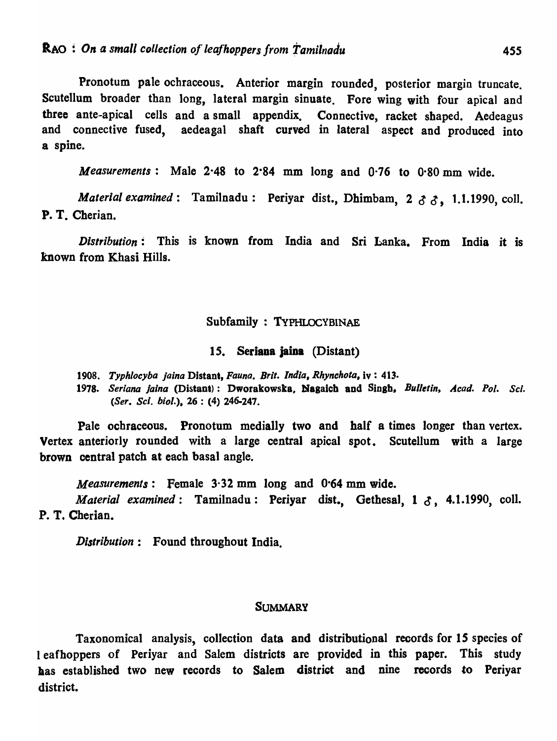Pronotum pale ochraceous. Anterior margin rounded, posterior margin truncate. Scutellum broader than long, lateral margin sinuate. Fore wing with four apical and three ante-apical cells and a small appendix. Connective, racket shaped. Aedeagus and connective fused, aedeagal shaft curved in lateral aspect and produced into a spine.

*Measurements* : Male 2·48 to 2·84 mm long and 0·76 to 0·80 mm wide.

*Material examined* : Tamilnadu : Periyar dist., Dhimbam, 2 ♂♂, 1.1.1990, coll. P. T. Cherian.

*Distribution* : This is known from India and Sri Lanka. From India it is known from Khasi Hills.

## Subfamily : TYPHLOCYBINAE

### 15. Seriana jaina (Distant)

1908. *Typhlocyba jaina* Distant, *Fauna. Brit. India, Rhynchota*, iv : 413.
1978. *Seriana jaina* (Distant) : Dworakowska, Nagaich and Singh, *Bulletin, Acad. Pol. Sci. (Ser. Sci. biol.)*, 26 : (4) 246-247.

Pale ochraceous. Pronotum medially two and half a times longer than vertex. Vertex anteriorly rounded with a large central apical spot. Scutellum with a large brown central patch at each basal angle.

*Measurements* : Female 3·32 mm long and 0·64 mm wide.

*Material examined* : Tamilnadu : Periyar dist., Gethesal, 1 ♂, 4.1.1990, coll. P. T. Cherian.

*Distribution* : Found throughout India.

## SUMMARY

Taxonomical analysis, collection data and distributional records for 15 species of leafhoppers of Periyar and Salem districts are provided in this paper. This study has established two new records to Salem district and nine records to Periyar district.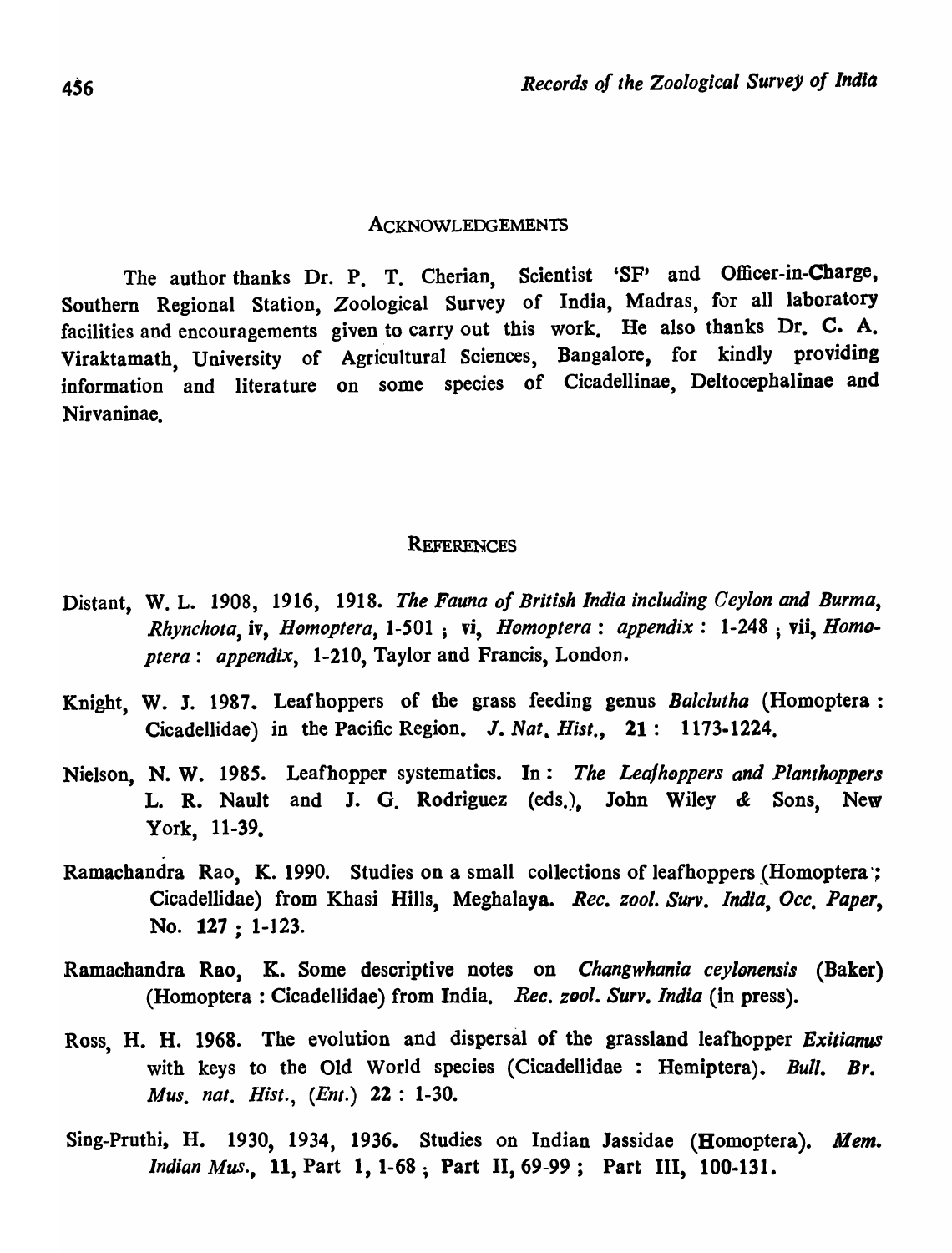## ACKNOWLEDGEMENTS

The author thanks Dr. P. T. Cherian, Scientist 'SF' and Officer-in-Charge, Southern Regional Station, Zoological Survey of India, Madras, for all laboratory facilities and encouragements given to carry out this work. He also thanks Dr. C. A. Viraktamath, University of Agricultural Sciences, Bangalore, for kindly providing information and literature on some species of Cicadellinae, Deltocephalinae and Nirvaninae.

## REFERENCES

Distant, W. L. 1908, 1916, 1918. *The Fauna of British India including Ceylon and Burma, Rhynchota*, **iv**, *Homoptera*, 1-501 ; **vi**, *Homoptera : appendix* : 1-248 ; **vii**, *Homoptera : appendix*, 1-210, Taylor and Francis, London.

Knight, W. J. 1987. Leafhoppers of the grass feeding genus *Balclutha* (Homoptera : Cicadellidae) in the Pacific Region. *J. Nat. Hist.*, **21** : 1173-1224.

Nielson, N. W. 1985. Leafhopper systematics. In : *The Leafhoppers and Planthoppers* L. R. Nault and J. G. Rodriguez (eds.), John Wiley & Sons, New York, 11-39.

Ramachandra Rao, K. 1990. Studies on a small collections of leafhoppers (Homoptera ; Cicadellidae) from Khasi Hills, Meghalaya. *Rec. zool. Surv. India, Occ. Paper*, No. **127** ; 1-123.

Ramachandra Rao, K. Some descriptive notes on *Changwhania ceylonensis* (Baker) (Homoptera : Cicadellidae) from India. *Rec. zool. Surv. India* (in press).

Ross, H. H. 1968. The evolution and dispersal of the grassland leafhopper *Exitianus* with keys to the Old World species (Cicadellidae : Hemiptera). *Bull. Br. Mus. nat. Hist., (Ent.)* **22** : 1-30.

Sing-Pruthi, H. 1930, 1934, 1936. Studies on Indian Jassidae (Homoptera). *Mem. Indian Mus.*, **11**, Part 1, 1-68 ; Part II, 69-99 ; Part III, 100-131.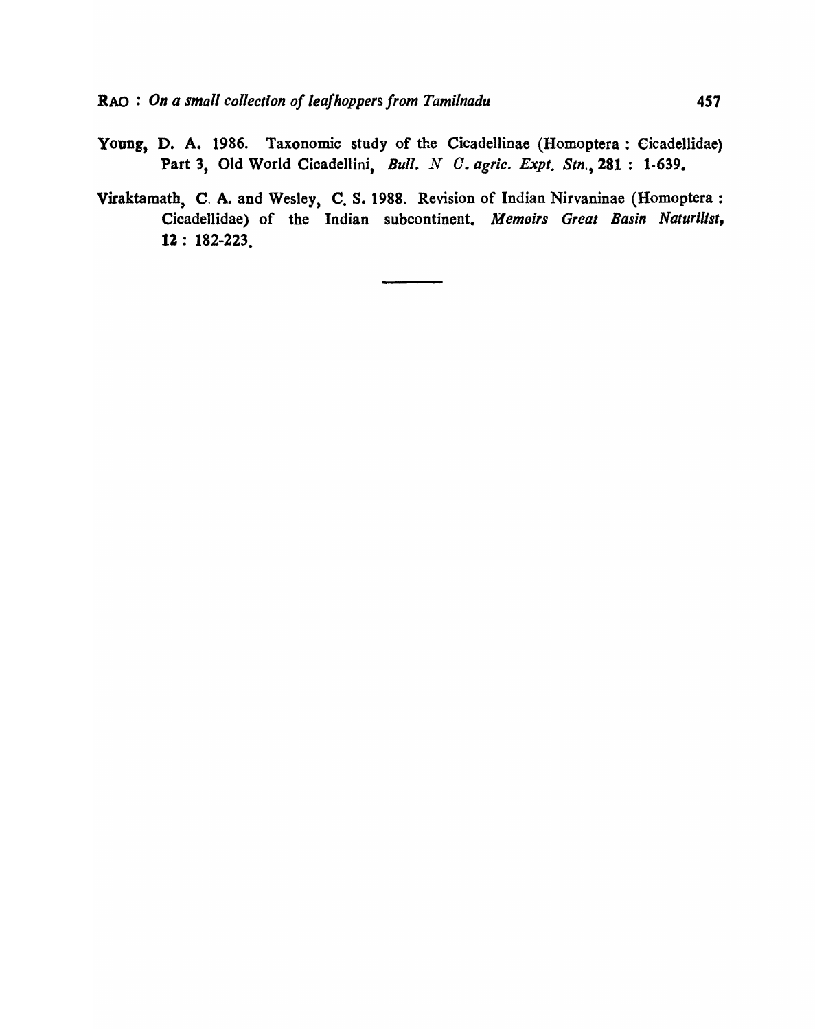**Young**, D. A. 1986. Taxonomic study of the Cicadellinae (Homoptera : Cicadellidae) Part 3, Old World Cicadellini, *Bull. N C. agric. Expt. Stn.*, **281** : 1-639.

**Viraktamath**, C. A. and Wesley, C. S. 1988. Revision of Indian Nirvaninae (Homoptera : Cicadellidae) of the Indian subcontinent. *Memoirs Great Basin Naturilist*, **12** : 182-223.

---